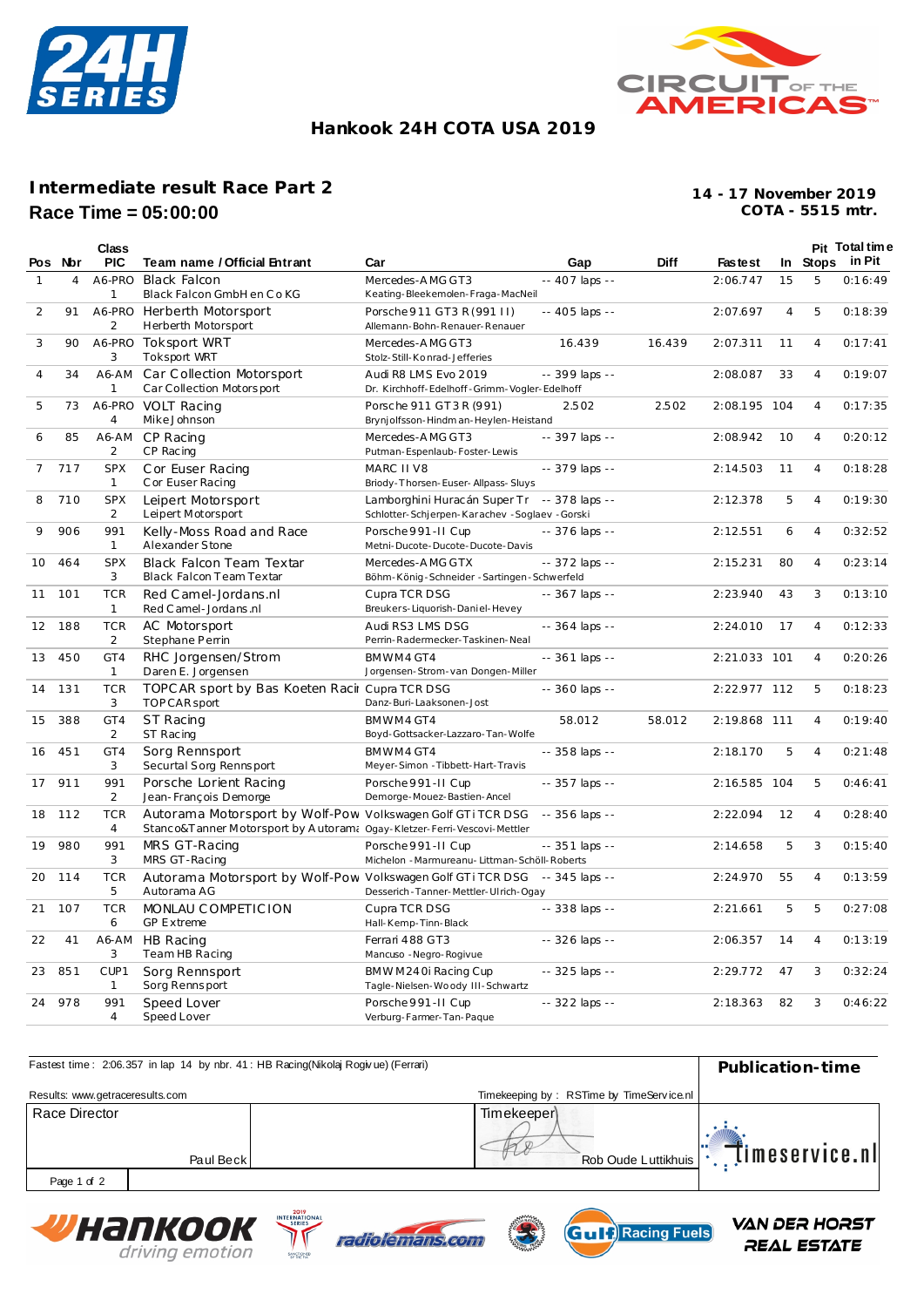## Hankook 24H COTA USA 2019

## Intermediate result Race Part 2

**Race Time = 05:00:00**

**14 - 17 November 2019**
**COTA - 5515 mtr.**

| Pos | Nbr | Class PIC | Team name / Official Entrant | Car | Gap | Diff | Fastest | In | Pit Stops | Total time in Pit |
|---|---|---|---|---|---|---|---|---|---|---|
| 1 | 4 | A6-PRO 1 | Black Falcon<br>Black Falcon GmbH en Co KG | Mercedes-AMG GT3<br>Keating-Bleekemolen-Fraga-MacNeil | -- 407 laps -- | | 2:06.747 | 15 | 5 | 0:16:49 |
| 2 | 91 | A6-PRO 2 | Herberth Motorsport<br>Herberth Motorsport | Porsche 911 GT3 R (991 II)<br>Allemann-Bohn-Renauer-Renauer | -- 405 laps -- | | 2:07.697 | 4 | 5 | 0:18:39 |
| 3 | 90 | A6-PRO 3 | Toksport WRT<br>Toksport WRT | Mercedes-AMG GT3<br>Stolz-Still-Konrad-Jefferies | 16.439 | 16.439 | 2:07.311 | 11 | 4 | 0:17:41 |
| 4 | 34 | A6-AM 1 | Car Collection Motorsport<br>Car Collection Motorsport | Audi R8 LMS Evo 2019<br>Dr. Kirchhoff-Edelhoff-Grimm-Vogler-Edelhoff | -- 399 laps -- | | 2:08.087 | 33 | 4 | 0:19:07 |
| 5 | 73 | A6-PRO 4 | VOLT Racing<br>Mike Johnson | Porsche 911 GT3 R (991)<br>Brynjolfsson-Hindman-Heylen-Heistand | 2.502 | 2.502 | 2:08.195 | 104 | 4 | 0:17:35 |
| 6 | 85 | A6-AM 2 | CP Racing<br>CP Racing | Mercedes-AMG GT3<br>Putman-Espenlaub-Foster-Lewis | -- 397 laps -- | | 2:08.942 | 10 | 4 | 0:20:12 |
| 7 | 717 | SPX 1 | Cor Euser Racing<br>Cor Euser Racing | MARC II V8<br>Briody-Thorsen-Euser-Allpass-Sluys | -- 379 laps -- | | 2:14.503 | 11 | 4 | 0:18:28 |
| 8 | 710 | SPX 2 | Leipert Motorsport<br>Leipert Motorsport | Lamborghini Huracán Super Tr<br>Schlotter-Schjerpen-Karachev-Soglaev-Gorski | -- 378 laps -- | | 2:12.378 | 5 | 4 | 0:19:30 |
| 9 | 906 | 991 1 | Kelly-Moss Road and Race<br>Alexander Stone | Porsche 991-II Cup<br>Metni-Ducote-Ducote-Ducote-Davis | -- 376 laps -- | | 2:12.551 | 6 | 4 | 0:32:52 |
| 10 | 464 | SPX 3 | Black Falcon Team Textar<br>Black Falcon Team Textar | Mercedes-AMG GTX<br>Böhm-König-Schneider-Sartingen-Schwerfeld | -- 372 laps -- | | 2:15.231 | 80 | 4 | 0:23:14 |
| 11 | 101 | TCR 1 | Red Camel-Jordans.nl<br>Red Camel-Jordans.nl | Cupra TCR DSG<br>Breukers-Liquorish-Daniel-Hevey | -- 367 laps -- | | 2:23.940 | 43 | 3 | 0:13:10 |
| 12 | 188 | TCR 2 | AC Motorsport<br>Stephane Perrin | Audi RS3 LMS DSG<br>Perrin-Radermecker-Taskinen-Neal | -- 364 laps -- | | 2:24.010 | 17 | 4 | 0:12:33 |
| 13 | 450 | GT4 1 | RHC Jorgensen/Strom<br>Daren E. Jorgensen | BMW M4 GT4<br>Jorgensen-Strom-van Dongen-Miller | -- 361 laps -- | | 2:21.033 | 101 | 4 | 0:20:26 |
| 14 | 131 | TCR 3 | TOPCAR sport by Bas Koeten Raci<br>TOPCAR sport | Cupra TCR DSG<br>Danz-Buri-Laaksonen-Jost | -- 360 laps -- | | 2:22.977 | 112 | 5 | 0:18:23 |
| 15 | 388 | GT4 2 | ST Racing<br>ST Racing | BMW M4 GT4<br>Boyd-Gottsacker-Lazzaro-Tan-Wolfe | 58.012 | 58.012 | 2:19.868 | 111 | 4 | 0:19:40 |
| 16 | 451 | GT4 3 | Sorg Rennsport<br>Securtal Sorg Rennsport | BMW M4 GT4<br>Meyer-Simon-Tibbett-Hart-Travis | -- 358 laps -- | | 2:18.170 | 5 | 4 | 0:21:48 |
| 17 | 911 | 991 2 | Porsche Lorient Racing<br>Jean-François Demorge | Porsche 991-II Cup<br>Demorge-Mouez-Bastien-Ancel | -- 357 laps -- | | 2:16.585 | 104 | 5 | 0:46:41 |
| 18 | 112 | TCR 4 | Autorama Motorsport by Wolf-Pow<br>Stanco&Tanner Motorsport by Autoram | Volkswagen Golf GTi TCR DSG<br>Ogay-Kletzer-Ferri-Vescovi-Mettler | -- 356 laps -- | | 2:22.094 | 12 | 4 | 0:28:40 |
| 19 | 980 | 991 3 | MRS GT-Racing<br>MRS GT-Racing | Porsche 991-II Cup<br>Michelon-Marmureanu-Littman-Schöll-Roberts | -- 351 laps -- | | 2:14.658 | 5 | 3 | 0:15:40 |
| 20 | 114 | TCR 5 | Autorama Motorsport by Wolf-Pow<br>Autorama AG | Volkswagen Golf GTi TCR DSG<br>Desserich-Tanner-Mettler-Ulrich-Ogay | -- 345 laps -- | | 2:24.970 | 55 | 4 | 0:13:59 |
| 21 | 107 | TCR 6 | MONLAU COMPETICION<br>GP Extreme | Cupra TCR DSG<br>Hall-Kemp-Tinn-Black | -- 338 laps -- | | 2:21.661 | 5 | 5 | 0:27:08 |
| 22 | 41 | A6-AM 3 | HB Racing<br>Team HB Racing | Ferrari 488 GT3<br>Mancuso-Negro-Rogivue | -- 326 laps -- | | 2:06.357 | 14 | 4 | 0:13:19 |
| 23 | 851 | CUP1 1 | Sorg Rennsport<br>Sorg Rennsport | BMW M240i Racing Cup<br>Tagle-Nielsen-Woody III-Schwartz | -- 325 laps -- | | 2:29.772 | 47 | 3 | 0:32:24 |
| 24 | 978 | 991 4 | Speed Lover<br>Speed Lover | Porsche 991-II Cup<br>Verburg-Farmer-Tan-Paque | -- 322 laps -- | | 2:18.363 | 82 | 3 | 0:46:22 |

Fastest time : 2:06.357 in lap 14 by nbr. 41 : HB Racing(Nikolaj Rogivue) (Ferrari)

**Publication-time**

Results: www.getraceresults.com

Timekeeping by : RSTime by TimeService.nl

Race Director: Paul Beck

Timekeeper: Rob Oude Luttikhuis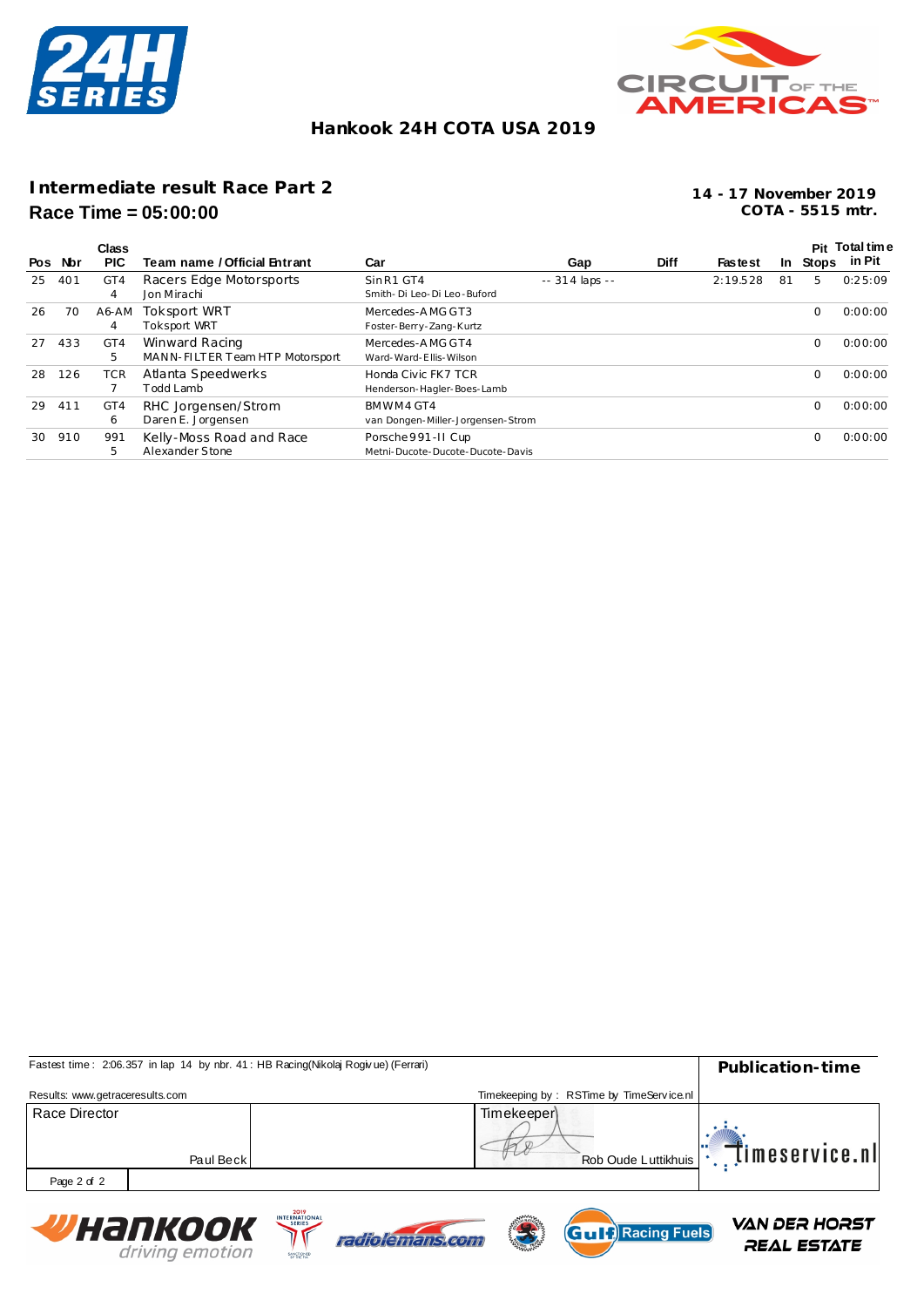Hankook 24H COTA USA 2019

## Intermediate result Race Part 2

**Race Time = 05:00:00**

**14 - 17 November 2019**
**COTA - 5515 mtr.**

| Pos | Nbr | Class PIC | Team name / Official Entrant | Car | Gap | Diff | Fastest | In | Pit Stops | Total time in Pit |
|---|---|---|---|---|---|---|---|---|---|---|
| 25 | 401 | GT4 4 | Racers Edge Motorsports<br>Jon Mirachi | Sin R1 GT4<br>Smith-Di Leo-Di Leo-Buford | -- 314 laps -- | | 2:19.528 | 81 | 5 | 0:25:09 |
| 26 | 70 | A6-AM 4 | Toksport WRT<br>Toksport WRT | Mercedes-AMG GT3<br>Foster-Berry-Zang-Kurtz | | | | | 0 | 0:00:00 |
| 27 | 433 | GT4 5 | Winward Racing<br>MANN-FILTER Team HTP Motorsport | Mercedes-AMG GT4<br>Ward-Ward-Ellis-Wilson | | | | | 0 | 0:00:00 |
| 28 | 126 | TCR 7 | Atlanta Speedwerks<br>Todd Lamb | Honda Civic FK7 TCR<br>Henderson-Hagler-Boes-Lamb | | | | | 0 | 0:00:00 |
| 29 | 411 | GT4 6 | RHC Jorgensen/Strom<br>Daren E. Jorgensen | BMW M4 GT4<br>van Dongen-Miller-Jorgensen-Strom | | | | | 0 | 0:00:00 |
| 30 | 910 | 991 5 | Kelly-Moss Road and Race<br>Alexander Stone | Porsche 991-II Cup<br>Metni-Ducote-Ducote-Ducote-Davis | | | | | 0 | 0:00:00 |

Fastest time : 2:06.357 in lap 14 by nbr. 41 : HB Racing(Nikolaj Rogivue) (Ferrari)

**Publication-time**

Results: www.getraceresults.com

Timekeeping by : RSTime by TimeService.nl

Race Director: Paul Beck

Timekeeper: Rob Oude Luttikhuis